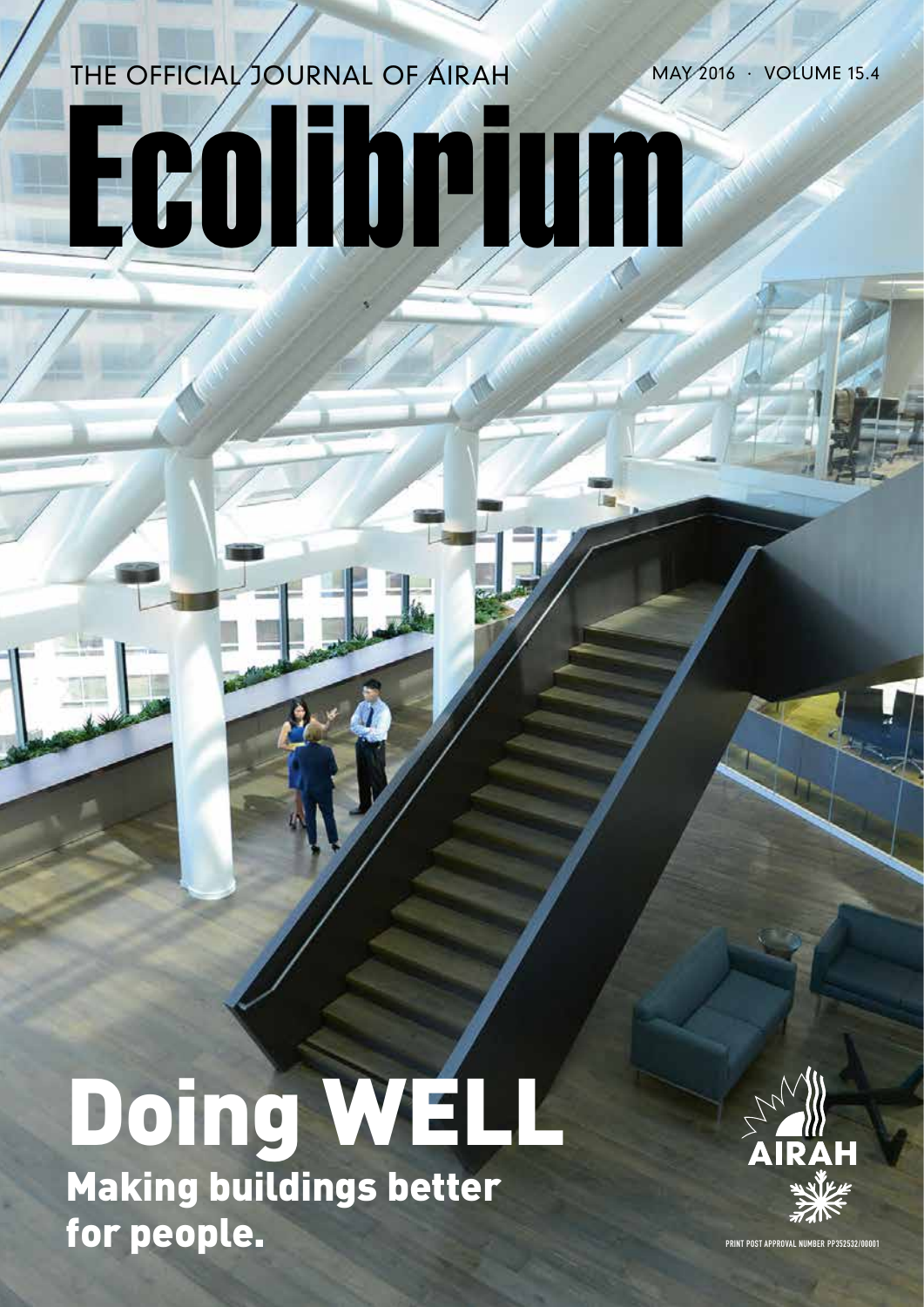THE OFFICIAL JOURNAL OF AIRAH

MAY 2016 · VOLUME 15.4

# Ecolibrium

# Doing WELL

## Making buildings better for people.

AIRAH

PRINT POST APPROVAL NUMBER PP352532/00001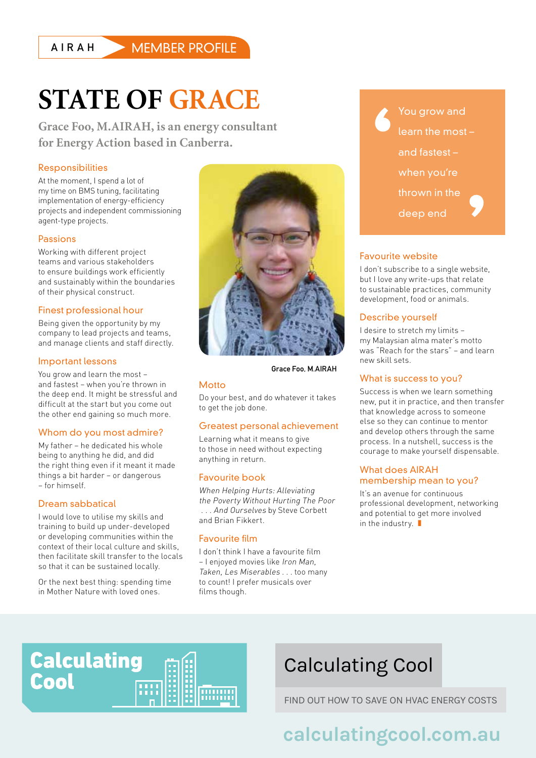AIRAH MEMBER PROFILE

# STATE OF GRACE

**Grace Foo, M.AIRAH, is an energy consultant for Energy Action based in Canberra.**

### Responsibilities

At the moment, I spend a lot of my time on BMS tuning, facilitating implementation of energy-efficiency projects and independent commissioning agent-type projects.

### Passions

Working with different project teams and various stakeholders to ensure buildings work efficiently and sustainably within the boundaries of their physical construct.

### Finest professional hour

Being given the opportunity by my company to lead projects and teams, and manage clients and staff directly.

### Important lessons

You grow and learn the most – and fastest – when you're thrown in the deep end. It might be stressful and difficult at the start but you come out the other end gaining so much more.

### Whom do you most admire?

My father – he dedicated his whole being to anything he did, and did the right thing even if it meant it made things a bit harder – or dangerous – for himself.

### Dream sabbatical

I would love to utilise my skills and training to build up under-developed or developing communities within the context of their local culture and skills, then facilitate skill transfer to the locals so that it can be sustained locally.

Or the next best thing: spending time in Mother Nature with loved ones.

Grace Foo, M.AIRAH

### Motto

Do your best, and do whatever it takes to get the job done.

### Greatest personal achievement

Learning what it means to give to those in need without expecting anything in return.

### Favourite book

*When Helping Hurts: Alleviating the Poverty Without Hurting The Poor . . . And Ourselves* by Steve Corbett and Brian Fikkert.

### Favourite film

I don't think I have a favourite film – I enjoyed movies like *Iron Man, Taken, Les Miserables* . . . too many to count! I prefer musicals over films though.

> You grow and learn the most – and fastest – when you're thrown in the deep end

### Favourite website

I don't subscribe to a single website, but I love any write-ups that relate to sustainable practices, community development, food or animals.

### Describe yourself

I desire to stretch my limits – my Malaysian alma mater's motto was "Reach for the stars" – and learn new skill sets.

### What is success to you?

Success is when we learn something new, put it in practice, and then transfer that knowledge across to someone else so they can continue to mentor and develop others through the same process. In a nutshell, success is the courage to make yourself dispensable.

### What does AIRAH membership mean to you?

It's an avenue for continuous professional development, networking and potential to get more involved in the industry.

---

Calculating Cool

## Calculating Cool

FIND OUT HOW TO SAVE ON HVAC ENERGY COSTS

**calculatingcool.com.au**